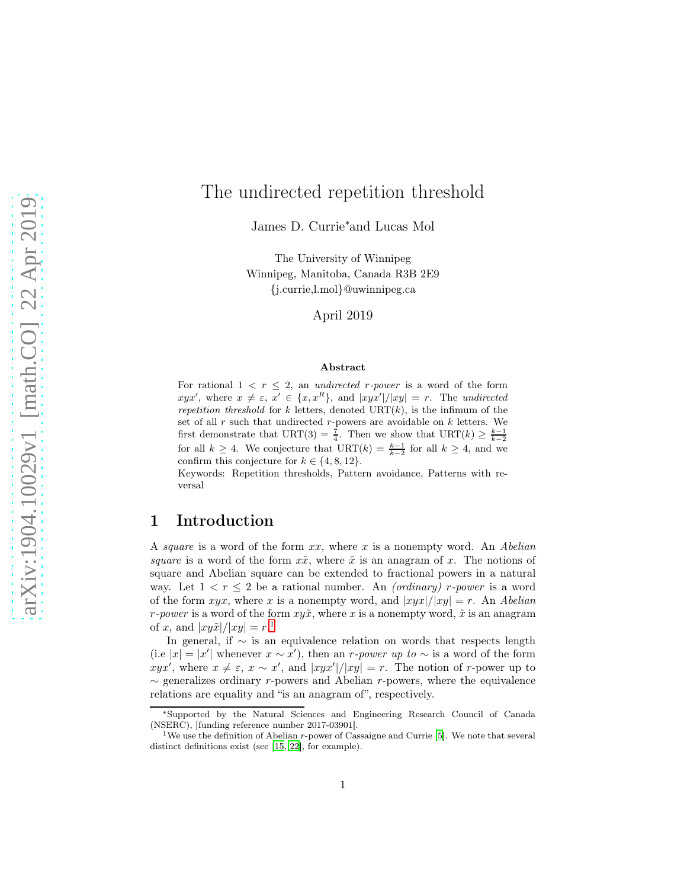# The undirected repetition threshold

James D. Currie* and Lucas Mol

The University of Winnipeg
Winnipeg, Manitoba, Canada R3B 2E9
{j.currie,l.mol}@uwinnipeg.ca

April 2019

### Abstract

For rational $1 < r \leq 2$, an *undirected $r$-power* is a word of the form $xyx'$, where $x \neq \varepsilon$, $x' \in \{x, x^R\}$, and $|xyx'|/|xy| = r$. The *undirected repetition threshold* for $k$ letters, denoted $\mathrm{URT}(k)$, is the infimum of the set of all $r$ such that undirected $r$-powers are avoidable on $k$ letters. We first demonstrate that $\mathrm{URT}(3) = \frac{7}{4}$. Then we show that $\mathrm{URT}(k) \geq \frac{k-1}{k-2}$ for all $k \geq 4$. We conjecture that $\mathrm{URT}(k) = \frac{k-1}{k-2}$ for all $k \geq 4$, and we confirm this conjecture for $k \in \{4, 8, 12\}$.

Keywords: Repetition thresholds, Pattern avoidance, Patterns with reversal

## 1 Introduction

A *square* is a word of the form $xx$, where $x$ is a nonempty word. An *Abelian square* is a word of the form $x\tilde{x}$, where $\tilde{x}$ is an anagram of $x$. The notions of square and Abelian square can be extended to fractional powers in a natural way. Let $1 < r \leq 2$ be a rational number. An *(ordinary) $r$-power* is a word of the form $xyx$, where $x$ is a nonempty word, and $|xyx|/|xy| = r$. An *Abelian $r$-power* is a word of the form $xy\tilde{x}$, where $x$ is a nonempty word, $\tilde{x}$ is an anagram of $x$, and $|xy\tilde{x}|/|xy| = r$.[1]

In general, if $\sim$ is an equivalence relation on words that respects length (i.e $|x| = |x'|$ whenever $x \sim x'$), then an *$r$-power up to* $\sim$ is a word of the form $xyx'$, where $x \neq \varepsilon$, $x \sim x'$, and $|xyx'|/|xy| = r$. The notion of $r$-power up to $\sim$ generalizes ordinary $r$-powers and Abelian $r$-powers, where the equivalence relations are equality and "is an anagram of", respectively.

---

*Supported by the Natural Sciences and Engineering Research Council of Canada (NSERC), [funding reference number 2017-03901].

[1] We use the definition of Abelian $r$-power of Cassaigne and Currie [5]. We note that several distinct definitions exist (see [15, 22], for example).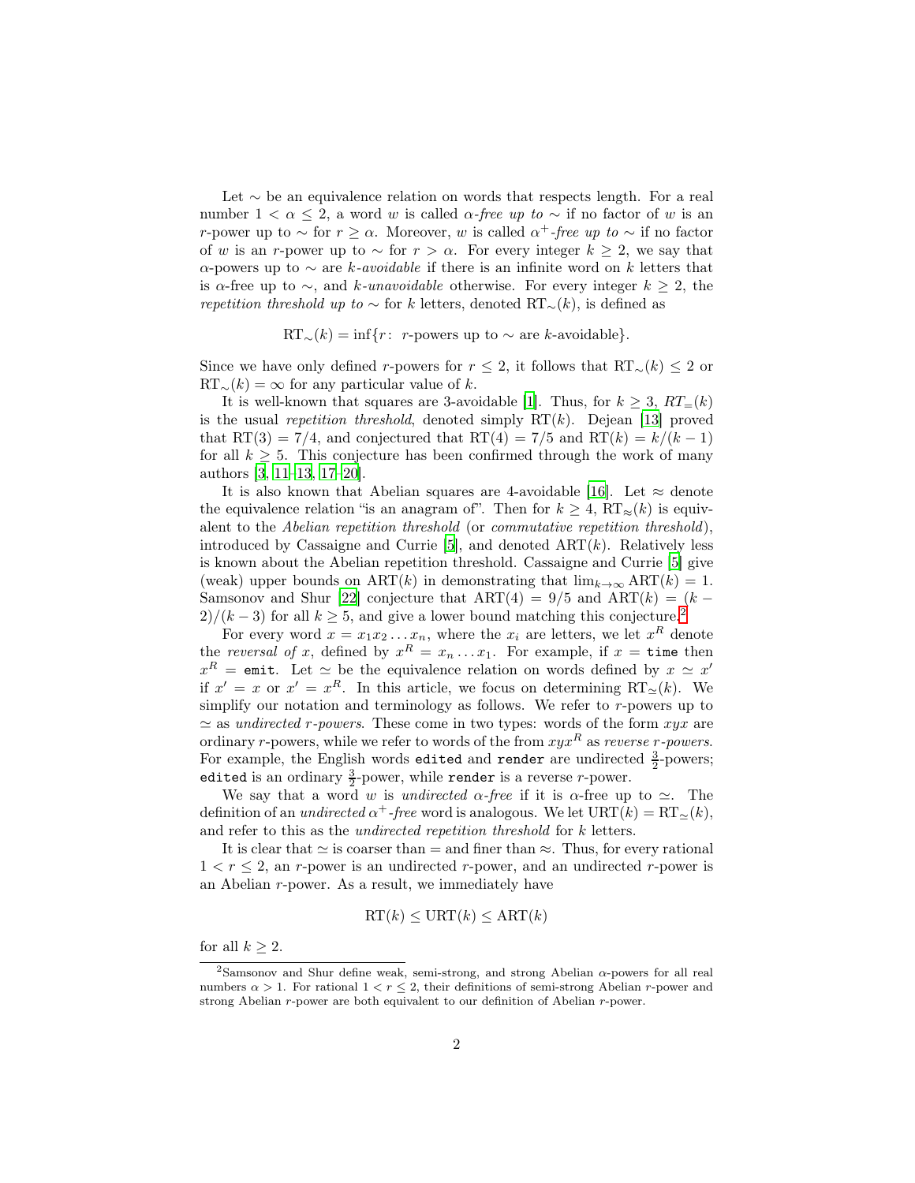Let $\sim$ be an equivalence relation on words that respects length. For a real number $1 < \alpha \leq 2$, a word $w$ is called *$\alpha$-free up to* $\sim$ if no factor of $w$ is an $r$-power up to $\sim$ for $r \geq \alpha$. Moreover, $w$ is called *$\alpha^+$-free up to* $\sim$ if no factor of $w$ is an $r$-power up to $\sim$ for $r > \alpha$. For every integer $k \geq 2$, we say that $\alpha$-powers up to $\sim$ are *$k$-avoidable* if there is an infinite word on $k$ letters that is $\alpha$-free up to $\sim$, and *$k$-unavoidable* otherwise. For every integer $k \geq 2$, the *repetition threshold up to* $\sim$ for $k$ letters, denoted $\mathrm{RT}_\sim(k)$, is defined as

$$\mathrm{RT}_\sim(k) = \inf\{r\colon\ r\text{-powers up to } \sim \text{ are } k\text{-avoidable}\}.$$

Since we have only defined $r$-powers for $r \leq 2$, it follows that $\mathrm{RT}_\sim(k) \leq 2$ or $\mathrm{RT}_\sim(k) = \infty$ for any particular value of $k$.

It is well-known that squares are 3-avoidable [1]. Thus, for $k \geq 3$, $RT_=(k)$ is the usual *repetition threshold*, denoted simply $\mathrm{RT}(k)$. Dejean [13] proved that $\mathrm{RT}(3) = 7/4$, and conjectured that $\mathrm{RT}(4) = 7/5$ and $\mathrm{RT}(k) = k/(k-1)$ for all $k \geq 5$. This conjecture has been confirmed through the work of many authors [3, 11–13, 17–20].

It is also known that Abelian squares are 4-avoidable [16]. Let $\approx$ denote the equivalence relation "is an anagram of". Then for $k \geq 4$, $\mathrm{RT}_\approx(k)$ is equivalent to the *Abelian repetition threshold* (or *commutative repetition threshold*), introduced by Cassaigne and Currie [5], and denoted $\mathrm{ART}(k)$. Relatively less is known about the Abelian repetition threshold. Cassaigne and Currie [5] give (weak) upper bounds on $\mathrm{ART}(k)$ in demonstrating that $\lim_{k\to\infty} \mathrm{ART}(k) = 1$. Samsonov and Shur [22] conjecture that $\mathrm{ART}(4) = 9/5$ and $\mathrm{ART}(k) = (k-2)/(k-3)$ for all $k \geq 5$, and give a lower bound matching this conjecture.[2]

For every word $x = x_1x_2\dots x_n$, where the $x_i$ are letters, we let $x^R$ denote the *reversal of* $x$, defined by $x^R = x_n \dots x_1$. For example, if $x =$ `time` then $x^R =$ `emit`. Let $\simeq$ be the equivalence relation on words defined by $x \simeq x'$ if $x' = x$ or $x' = x^R$. In this article, we focus on determining $\mathrm{RT}_\simeq(k)$. We simplify our notation and terminology as follows. We refer to $r$-powers up to $\simeq$ as *undirected $r$-powers*. These come in two types: words of the form $xyx$ are ordinary $r$-powers, while we refer to words of the from $xyx^R$ as *reverse $r$-powers*. For example, the English words `edited` and `render` are undirected $\frac{3}{2}$-powers; `edited` is an ordinary $\frac{3}{2}$-power, while `render` is a reverse $r$-power.

We say that a word $w$ is *undirected $\alpha$-free* if it is $\alpha$-free up to $\simeq$. The definition of an *undirected $\alpha^+$-free* word is analogous. We let $\mathrm{URT}(k) = \mathrm{RT}_\simeq(k)$, and refer to this as the *undirected repetition threshold* for $k$ letters.

It is clear that $\simeq$ is coarser than $=$ and finer than $\approx$. Thus, for every rational $1 < r \leq 2$, an $r$-power is an undirected $r$-power, and an undirected $r$-power is an Abelian $r$-power. As a result, we immediately have

$$\mathrm{RT}(k) \leq \mathrm{URT}(k) \leq \mathrm{ART}(k)$$

for all $k \geq 2$.

[2] Samsonov and Shur define weak, semi-strong, and strong Abelian $\alpha$-powers for all real numbers $\alpha > 1$. For rational $1 < r \leq 2$, their definitions of semi-strong Abelian $r$-power and strong Abelian $r$-power are both equivalent to our definition of Abelian $r$-power.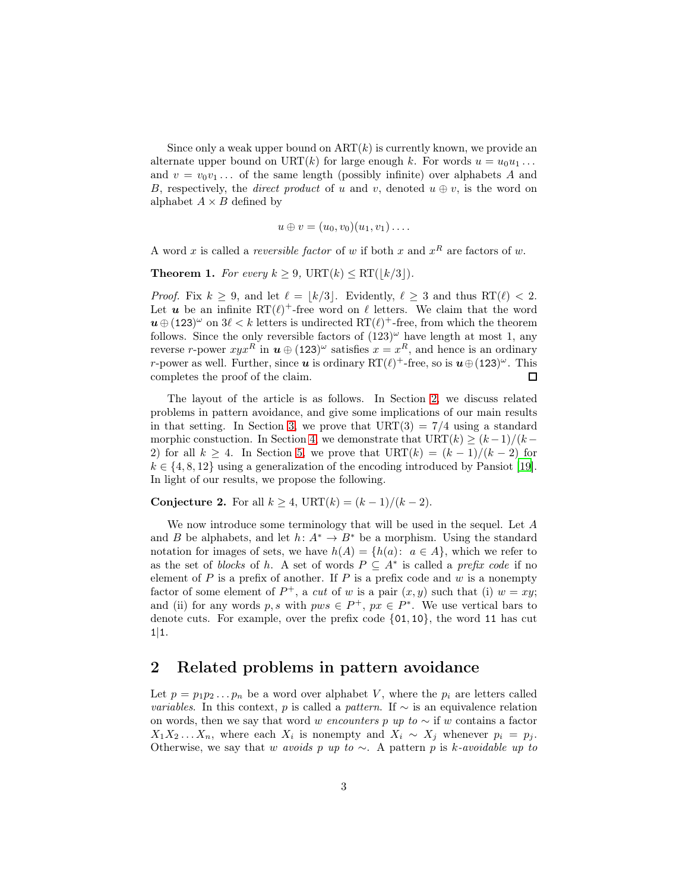Since only a weak upper bound on $\mathrm{ART}(k)$ is currently known, we provide an alternate upper bound on $\mathrm{URT}(k)$ for large enough $k$. For words $u = u_0u_1\dots$ and $v = v_0v_1\dots$ of the same length (possibly infinite) over alphabets $A$ and $B$, respectively, the *direct product* of $u$ and $v$, denoted $u \oplus v$, is the word on alphabet $A \times B$ defined by

$$u \oplus v = (u_0, v_0)(u_1, v_1)\dots.$$

A word $x$ is called a *reversible factor* of $w$ if both $x$ and $x^R$ are factors of $w$.

**Theorem 1.** *For every $k \geq 9$, $\mathrm{URT}(k) \leq \mathrm{RT}(\lfloor k/3 \rfloor)$.*

*Proof.* Fix $k \geq 9$, and let $\ell = \lfloor k/3 \rfloor$. Evidently, $\ell \geq 3$ and thus $\mathrm{RT}(\ell) < 2$. Let $\boldsymbol{u}$ be an infinite $\mathrm{RT}(\ell)^+$-free word on $\ell$ letters. We claim that the word $\boldsymbol{u} \oplus (\mathtt{123})^\omega$ on $3\ell < k$ letters is undirected $\mathrm{RT}(\ell)^+$-free, from which the theorem follows. Since the only reversible factors of $(123)^\omega$ have length at most 1, any reverse $r$-power $xyx^R$ in $\boldsymbol{u} \oplus (\mathtt{123})^\omega$ satisfies $x = x^R$, and hence is an ordinary $r$-power as well. Further, since $\boldsymbol{u}$ is ordinary $\mathrm{RT}(\ell)^+$-free, so is $\boldsymbol{u} \oplus (\mathtt{123})^\omega$. This completes the proof of the claim. □

The layout of the article is as follows. In Section 2, we discuss related problems in pattern avoidance, and give some implications of our main results in that setting. In Section 3, we prove that $\mathrm{URT}(3) = 7/4$ using a standard morphic constuction. In Section 4, we demonstrate that $\mathrm{URT}(k) \geq (k-1)/(k-2)$ for all $k \geq 4$. In Section 5, we prove that $\mathrm{URT}(k) = (k-1)/(k-2)$ for $k \in \{4, 8, 12\}$ using a generalization of the encoding introduced by Pansiot [19]. In light of our results, we propose the following.

**Conjecture 2.** For all $k \geq 4$, $\mathrm{URT}(k) = (k-1)/(k-2)$.

We now introduce some terminology that will be used in the sequel. Let $A$ and $B$ be alphabets, and let $h\colon A^* \to B^*$ be a morphism. Using the standard notation for images of sets, we have $h(A) = \{h(a)\colon\ a \in A\}$, which we refer to as the set of *blocks* of $h$. A set of words $P \subseteq A^*$ is called a *prefix code* if no element of $P$ is a prefix of another. If $P$ is a prefix code and $w$ is a nonempty factor of some element of $P^+$, a *cut* of $w$ is a pair $(x, y)$ such that (i) $w = xy$; and (ii) for any words $p, s$ with $pws \in P^+$, $px \in P^*$. We use vertical bars to denote cuts. For example, over the prefix code $\{\mathtt{01}, \mathtt{10}\}$, the word $\mathtt{11}$ has cut $\mathtt{1}|\mathtt{1}$.

## 2 Related problems in pattern avoidance

Let $p = p_1p_2\dots p_n$ be a word over alphabet $V$, where the $p_i$ are letters called *variables*. In this context, $p$ is called a *pattern*. If $\sim$ is an equivalence relation on words, then we say that word $w$ *encounters $p$ up to* $\sim$ if $w$ contains a factor $X_1X_2\dots X_n$, where each $X_i$ is nonempty and $X_i \sim X_j$ whenever $p_i = p_j$. Otherwise, we say that $w$ *avoids $p$ up to* $\sim$. A pattern $p$ is *$k$-avoidable up to*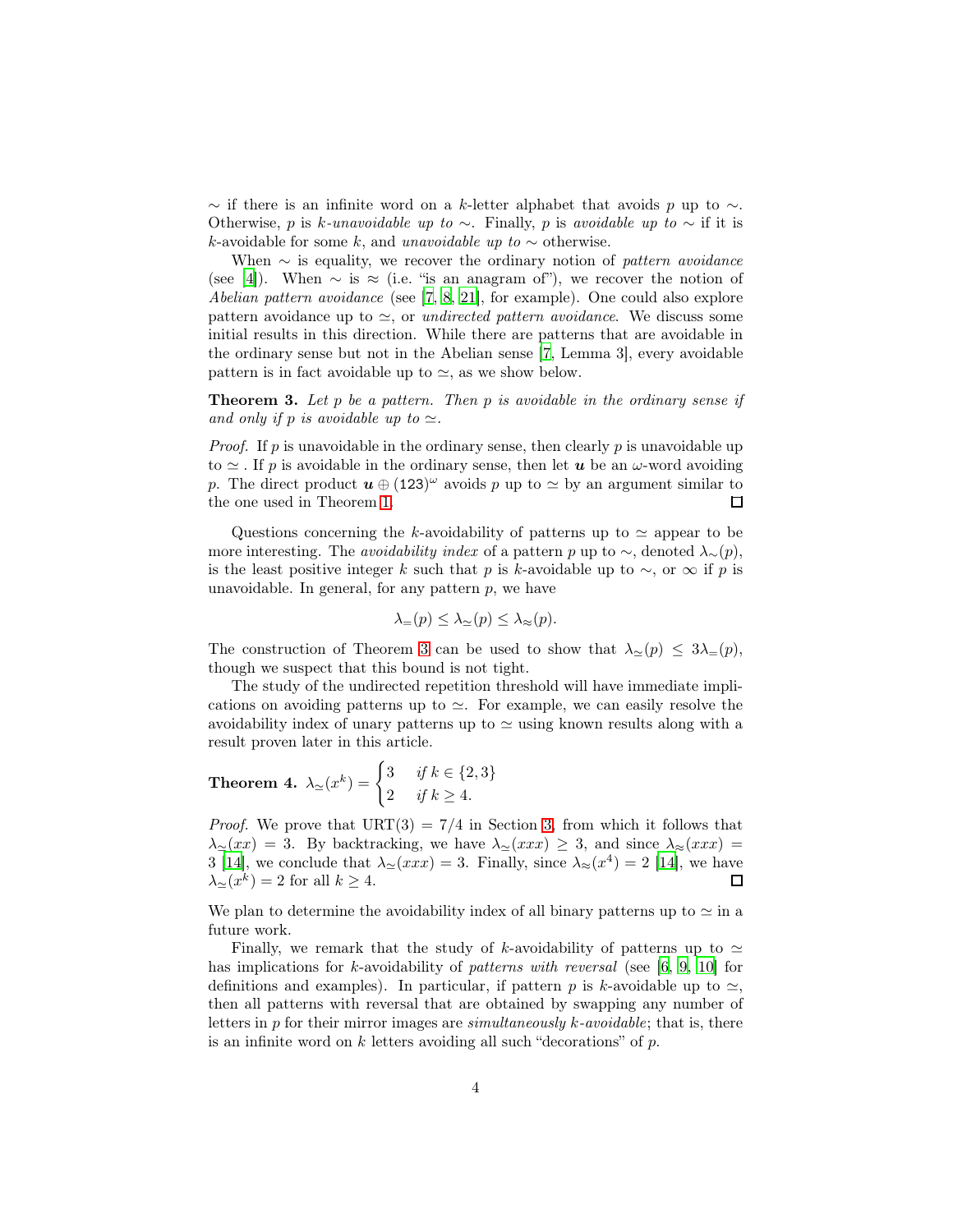$\sim$ if there is an infinite word on a $k$-letter alphabet that avoids $p$ up to $\sim$. Otherwise, $p$ is *$k$-unavoidable up to* $\sim$. Finally, $p$ is *avoidable up to* $\sim$ if it is $k$-avoidable for some $k$, and *unavoidable up to* $\sim$ otherwise.

When $\sim$ is equality, we recover the ordinary notion of *pattern avoidance* (see [4]). When $\sim$ is $\approx$ (i.e. "is an anagram of"), we recover the notion of *Abelian pattern avoidance* (see [7, 8, 21], for example). One could also explore pattern avoidance up to $\simeq$, or *undirected pattern avoidance*. We discuss some initial results in this direction. While there are patterns that are avoidable in the ordinary sense but not in the Abelian sense [7, Lemma 3], every avoidable pattern is in fact avoidable up to $\simeq$, as we show below.

**Theorem 3.** *Let $p$ be a pattern. Then $p$ is avoidable in the ordinary sense if and only if $p$ is avoidable up to $\simeq$.*

*Proof.* If $p$ is unavoidable in the ordinary sense, then clearly $p$ is unavoidable up to $\simeq$ . If $p$ is avoidable in the ordinary sense, then let $\boldsymbol{u}$ be an $\omega$-word avoiding $p$. The direct product $\boldsymbol{u} \oplus (\mathtt{123})^\omega$ avoids $p$ up to $\simeq$ by an argument similar to the one used in Theorem 1. $\square$

Questions concerning the $k$-avoidability of patterns up to $\simeq$ appear to be more interesting. The *avoidability index* of a pattern $p$ up to $\sim$, denoted $\lambda_\sim(p)$, is the least positive integer $k$ such that $p$ is $k$-avoidable up to $\sim$, or $\infty$ if $p$ is unavoidable. In general, for any pattern $p$, we have

$$\lambda_=(p) \leq \lambda_\simeq(p) \leq \lambda_\approx(p).$$

The construction of Theorem 3 can be used to show that $\lambda_\simeq(p) \leq 3\lambda_=(p)$, though we suspect that this bound is not tight.

The study of the undirected repetition threshold will have immediate implications on avoiding patterns up to $\simeq$. For example, we can easily resolve the avoidability index of unary patterns up to $\simeq$ using known results along with a result proven later in this article.

**Theorem 4.** $\lambda_\simeq(x^k) = \begin{cases} 3 & \text{if } k \in \{2,3\} \\ 2 & \text{if } k \geq 4. \end{cases}$

*Proof.* We prove that $\mathrm{URT}(3) = 7/4$ in Section 3, from which it follows that $\lambda_\simeq(xx) = 3$. By backtracking, we have $\lambda_\simeq(xxx) \geq 3$, and since $\lambda_\approx(xxx) = 3$ [14], we conclude that $\lambda_\simeq(xxx) = 3$. Finally, since $\lambda_\approx(x^4) = 2$ [14], we have $\lambda_\simeq(x^k) = 2$ for all $k \geq 4$. $\square$

We plan to determine the avoidability index of all binary patterns up to $\simeq$ in a future work.

Finally, we remark that the study of $k$-avoidability of patterns up to $\simeq$ has implications for $k$-avoidability of *patterns with reversal* (see [6, 9, 10] for definitions and examples). In particular, if pattern $p$ is $k$-avoidable up to $\simeq$, then all patterns with reversal that are obtained by swapping any number of letters in $p$ for their mirror images are *simultaneously $k$-avoidable*; that is, there is an infinite word on $k$ letters avoiding all such "decorations" of $p$.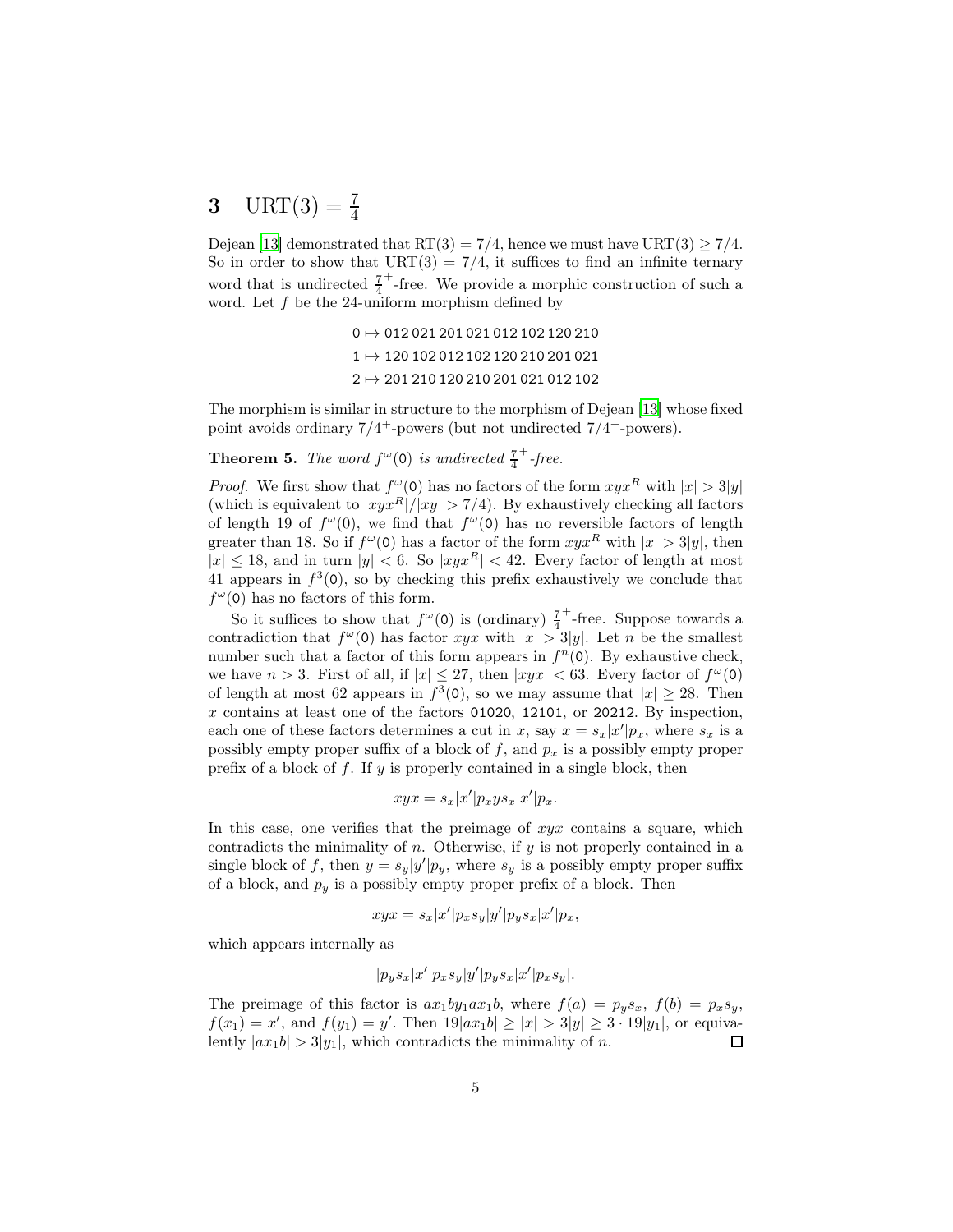# 3 $\text{URT}(3) = \frac{7}{4}$

Dejean [13] demonstrated that $\text{RT}(3) = 7/4$, hence we must have $\text{URT}(3) \geq 7/4$. So in order to show that $\text{URT}(3) = 7/4$, it suffices to find an infinite ternary word that is undirected $\frac{7}{4}^+$-free. We provide a morphic construction of such a word. Let $f$ be the 24-uniform morphism defined by

$$
\begin{aligned}
\mathtt{0} &\mapsto \mathtt{012\,021\,201\,021\,012\,102\,120\,210} \\
\mathtt{1} &\mapsto \mathtt{120\,102\,012\,102\,120\,210\,201\,021} \\
\mathtt{2} &\mapsto \mathtt{201\,210\,120\,210\,201\,021\,012\,102}
\end{aligned}
$$

The morphism is similar in structure to the morphism of Dejean [13] whose fixed point avoids ordinary $7/4^+$-powers (but not undirected $7/4^+$-powers).

**Theorem 5.** *The word $f^\omega(\mathtt{0})$ is undirected $\frac{7}{4}^+$-free.*

*Proof.* We first show that $f^\omega(\mathtt{0})$ has no factors of the form $xyx^R$ with $|x| > 3|y|$ (which is equivalent to $|xyx^R|/|xy| > 7/4$). By exhaustively checking all factors of length 19 of $f^\omega(\mathtt{0})$, we find that $f^\omega(\mathtt{0})$ has no reversible factors of length greater than 18. So if $f^\omega(\mathtt{0})$ has a factor of the form $xyx^R$ with $|x| > 3|y|$, then $|x| \leq 18$, and in turn $|y| < 6$. So $|xyx^R| < 42$. Every factor of length at most 41 appears in $f^3(\mathtt{0})$, so by checking this prefix exhaustively we conclude that $f^\omega(\mathtt{0})$ has no factors of this form.

So it suffices to show that $f^\omega(\mathtt{0})$ is (ordinary) $\frac{7}{4}^+$-free. Suppose towards a contradiction that $f^\omega(\mathtt{0})$ has factor $xyx$ with $|x| > 3|y|$. Let $n$ be the smallest number such that a factor of this form appears in $f^n(\mathtt{0})$. By exhaustive check, we have $n > 3$. First of all, if $|x| \leq 27$, then $|xyx| < 63$. Every factor of $f^\omega(\mathtt{0})$ of length at most 62 appears in $f^3(\mathtt{0})$, so we may assume that $|x| \geq 28$. Then $x$ contains at least one of the factors $\mathtt{01020}$, $\mathtt{12101}$, or $\mathtt{20212}$. By inspection, each one of these factors determines a cut in $x$, say $x = s_x|x'|p_x$, where $s_x$ is a possibly empty proper suffix of a block of $f$, and $p_x$ is a possibly empty proper prefix of a block of $f$. If $y$ is properly contained in a single block, then

$$xyx = s_x|x'|p_x y s_x|x'|p_x.$$

In this case, one verifies that the preimage of $xyx$ contains a square, which contradicts the minimality of $n$. Otherwise, if $y$ is not properly contained in a single block of $f$, then $y = s_y|y'|p_y$, where $s_y$ is a possibly empty proper suffix of a block, and $p_y$ is a possibly empty proper prefix of a block. Then

$$xyx = s_x|x'|p_x s_y|y'|p_y s_x|x'|p_x,$$

which appears internally as

$$|p_y s_x|x'|p_x s_y|y'|p_y s_x|x'|p_x s_y|.$$

The preimage of this factor is $ax_1by_1ax_1b$, where $f(a) = p_y s_x$, $f(b) = p_x s_y$, $f(x_1) = x'$, and $f(y_1) = y'$. Then $19|ax_1b| \geq |x| > 3|y| \geq 3 \cdot 19|y_1|$, or equivalently $|ax_1b| > 3|y_1|$, which contradicts the minimality of $n$. $\square$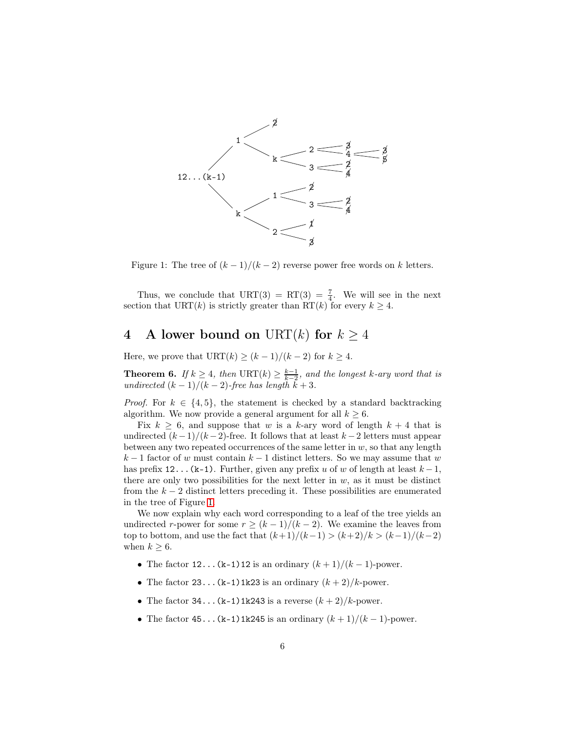Figure 1: The tree of $(k-1)/(k-2)$ reverse power free words on $k$ letters.

Thus, we conclude that $\mathrm{URT}(3) = \mathrm{RT}(3) = \frac{7}{4}$. We will see in the next section that $\mathrm{URT}(k)$ is strictly greater than $\mathrm{RT}(k)$ for every $k \geq 4$.

## 4 A lower bound on $\mathrm{URT}(k)$ for $k \geq 4$

Here, we prove that $\mathrm{URT}(k) \geq (k-1)/(k-2)$ for $k \geq 4$.

**Theorem 6.** *If $k \geq 4$, then $\mathrm{URT}(k) \geq \frac{k-1}{k-2}$, and the longest $k$-ary word that is undirected $(k-1)/(k-2)$-free has length $k+3$.*

*Proof.* For $k \in \{4, 5\}$, the statement is checked by a standard backtracking algorithm. We now provide a general argument for all $k \geq 6$.

Fix $k \geq 6$, and suppose that $w$ is a $k$-ary word of length $k+4$ that is undirected $(k-1)/(k-2)$-free. It follows that at least $k-2$ letters must appear between any two repeated occurrences of the same letter in $w$, so that any length $k-1$ factor of $w$ must contain $k-1$ distinct letters. So we may assume that $w$ has prefix `12...(k-1)`. Further, given any prefix $u$ of $w$ of length at least $k-1$, there are only two possibilities for the next letter in $w$, as it must be distinct from the $k-2$ distinct letters preceding it. These possibilities are enumerated in the tree of Figure 1.

We now explain why each word corresponding to a leaf of the tree yields an undirected $r$-power for some $r \geq (k-1)/(k-2)$. We examine the leaves from top to bottom, and use the fact that $(k+1)/(k-1) > (k+2)/k > (k-1)/(k-2)$ when $k \geq 6$.

- The factor `12...(k-1)12` is an ordinary $(k+1)/(k-1)$-power.
- The factor `23...(k-1)1k23` is an ordinary $(k+2)/k$-power.
- The factor `34...(k-1)1k243` is a reverse $(k+2)/k$-power.
- The factor `45...(k-1)1k245` is an ordinary $(k+1)/(k-1)$-power.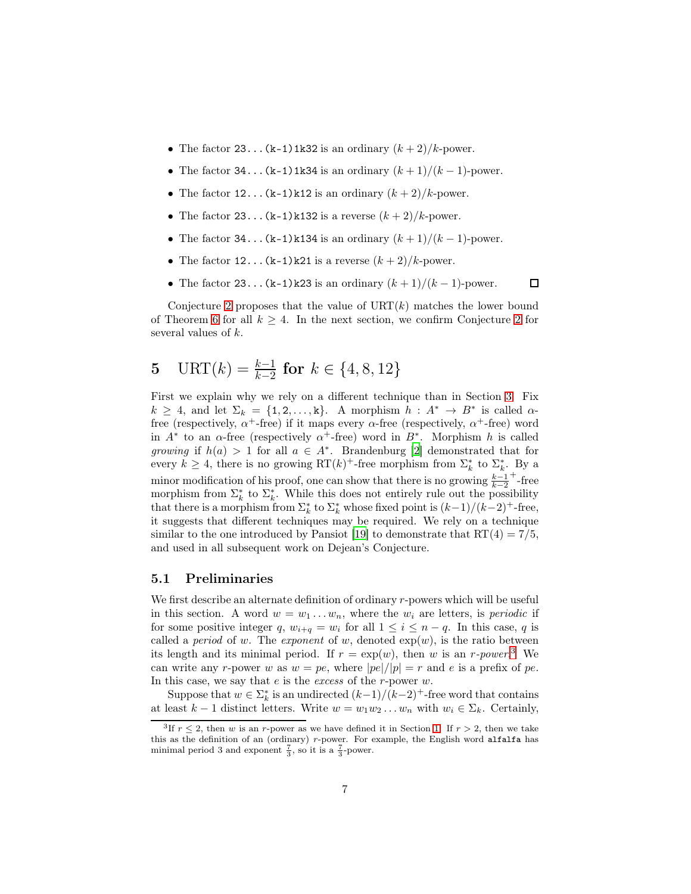- The factor `23...(k-1)1k32` is an ordinary $(k+2)/k$-power.
- The factor `34...(k-1)1k34` is an ordinary $(k+1)/(k-1)$-power.
- The factor `12...(k-1)k12` is an ordinary $(k+2)/k$-power.
- The factor `23...(k-1)k132` is a reverse $(k+2)/k$-power.
- The factor `34...(k-1)k134` is an ordinary $(k+1)/(k-1)$-power.
- The factor `12...(k-1)k21` is a reverse $(k+2)/k$-power.
- The factor `23...(k-1)k23` is an ordinary $(k+1)/(k-1)$-power. □

Conjecture 2 proposes that the value of $\mathrm{URT}(k)$ matches the lower bound of Theorem 6 for all $k \geq 4$. In the next section, we confirm Conjecture 2 for several values of $k$.

# 5 $\mathrm{URT}(k) = \frac{k-1}{k-2}$ for $k \in \{4, 8, 12\}$

First we explain why we rely on a different technique than in Section 3. Fix $k \geq 4$, and let $\Sigma_k = \{\mathtt{1}, \mathtt{2}, \ldots, \mathtt{k}\}$. A morphism $h : A^* \to B^*$ is called $\alpha$-free (respectively, $\alpha^+$-free) if it maps every $\alpha$-free (respectively, $\alpha^+$-free) word in $A^*$ to an $\alpha$-free (respectively $\alpha^+$-free) word in $B^*$. Morphism $h$ is called *growing* if $h(a) > 1$ for all $a \in A^*$. Brandenburg [2] demonstrated that for every $k \geq 4$, there is no growing $\mathrm{RT}(k)^+$-free morphism from $\Sigma_k^*$ to $\Sigma_k^*$. By a minor modification of his proof, one can show that there is no growing $\frac{k-1}{k-2}^+$-free morphism from $\Sigma_k^*$ to $\Sigma_k^*$. While this does not entirely rule out the possibility that there is a morphism from $\Sigma_k^*$ to $\Sigma_k^*$ whose fixed point is $(k-1)/(k-2)^+$-free, it suggests that different techniques may be required. We rely on a technique similar to the one introduced by Pansiot [19] to demonstrate that $\mathrm{RT}(4) = 7/5$, and used in all subsequent work on Dejean's Conjecture.

## 5.1 Preliminaries

We first describe an alternate definition of ordinary $r$-powers which will be useful in this section. A word $w = w_1 \ldots w_n$, where the $w_i$ are letters, is *periodic* if for some positive integer $q$, $w_{i+q} = w_i$ for all $1 \leq i \leq n - q$. In this case, $q$ is called a *period* of $w$. The *exponent* of $w$, denoted $\exp(w)$, is the ratio between its length and its minimal period. If $r = \exp(w)$, then $w$ is an *$r$-power*.[3] We can write any $r$-power $w$ as $w = pe$, where $|pe|/|p| = r$ and $e$ is a prefix of $pe$. In this case, we say that $e$ is the *excess* of the $r$-power $w$.

Suppose that $w \in \Sigma_k^*$ is an undirected $(k-1)/(k-2)^+$-free word that contains at least $k-1$ distinct letters. Write $w = w_1 w_2 \ldots w_n$ with $w_i \in \Sigma_k$. Certainly,

[3] If $r \leq 2$, then $w$ is an $r$-power as we have defined it in Section 1. If $r > 2$, then we take this as the definition of an (ordinary) $r$-power. For example, the English word `alfalfa` has minimal period 3 and exponent $\frac{7}{3}$, so it is a $\frac{7}{3}$-power.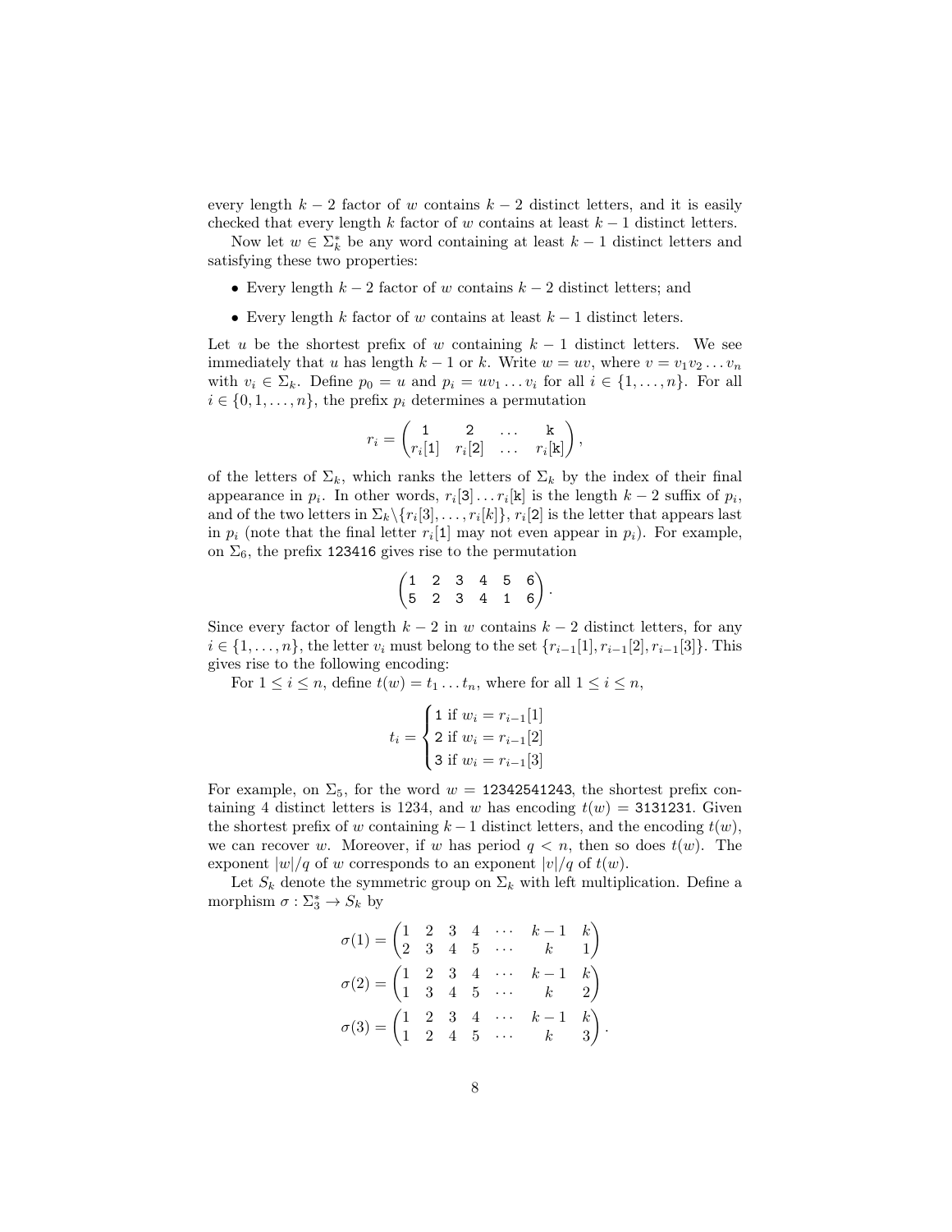every length $k-2$ factor of $w$ contains $k-2$ distinct letters, and it is easily checked that every length $k$ factor of $w$ contains at least $k-1$ distinct letters.

Now let $w \in \Sigma_k^*$ be any word containing at least $k-1$ distinct letters and satisfying these two properties:

- Every length $k-2$ factor of $w$ contains $k-2$ distinct letters; and
- Every length $k$ factor of $w$ contains at least $k-1$ distinct leters.

Let $u$ be the shortest prefix of $w$ containing $k-1$ distinct letters. We see immediately that $u$ has length $k-1$ or $k$. Write $w = uv$, where $v = v_1 v_2 \dots v_n$ with $v_i \in \Sigma_k$. Define $p_0 = u$ and $p_i = uv_1 \dots v_i$ for all $i \in \{1, \dots, n\}$. For all $i \in \{0, 1, \dots, n\}$, the prefix $p_i$ determines a permutation

$$r_i = \begin{pmatrix} \texttt{1} & \texttt{2} & \dots & \texttt{k} \\ r_i[\texttt{1}] & r_i[\texttt{2}] & \dots & r_i[\texttt{k}] \end{pmatrix},$$

of the letters of $\Sigma_k$, which ranks the letters of $\Sigma_k$ by the index of their final appearance in $p_i$. In other words, $r_i[\texttt{3}] \dots r_i[\texttt{k}]$ is the length $k-2$ suffix of $p_i$, and of the two letters in $\Sigma_k \backslash \{r_i[3], \dots, r_i[k]\}$, $r_i[2]$ is the letter that appears last in $p_i$ (note that the final letter $r_i[\texttt{1}]$ may not even appear in $p_i$). For example, on $\Sigma_6$, the prefix `123416` gives rise to the permutation

$$\begin{pmatrix} \texttt{1} & \texttt{2} & \texttt{3} & \texttt{4} & \texttt{5} & \texttt{6} \\ \texttt{5} & \texttt{2} & \texttt{3} & \texttt{4} & \texttt{1} & \texttt{6} \end{pmatrix}.$$

Since every factor of length $k-2$ in $w$ contains $k-2$ distinct letters, for any $i \in \{1, \dots, n\}$, the letter $v_i$ must belong to the set $\{r_{i-1}[1], r_{i-1}[2], r_{i-1}[3]\}$. This gives rise to the following encoding:

For $1 \le i \le n$, define $t(w) = t_1 \dots t_n$, where for all $1 \le i \le n$,

$$t_i = \begin{cases} \texttt{1} \text{ if } w_i = r_{i-1}[1] \\ \texttt{2} \text{ if } w_i = r_{i-1}[2] \\ \texttt{3} \text{ if } w_i = r_{i-1}[3] \end{cases}$$

For example, on $\Sigma_5$, for the word $w = \texttt{12342541243}$, the shortest prefix containing 4 distinct letters is 1234, and $w$ has encoding $t(w) = \texttt{3131231}$. Given the shortest prefix of $w$ containing $k-1$ distinct letters, and the encoding $t(w)$, we can recover $w$. Moreover, if $w$ has period $q < n$, then so does $t(w)$. The exponent $|w|/q$ of $w$ corresponds to an exponent $|v|/q$ of $t(w)$.

Let $S_k$ denote the symmetric group on $\Sigma_k$ with left multiplication. Define a morphism $\sigma : \Sigma_3^* \to S_k$ by

$$\sigma(1) = \begin{pmatrix} 1 & 2 & 3 & 4 & \cdots & k-1 & k \\ 2 & 3 & 4 & 5 & \cdots & k & 1 \end{pmatrix}$$

$$\sigma(2) = \begin{pmatrix} 1 & 2 & 3 & 4 & \cdots & k-1 & k \\ 1 & 3 & 4 & 5 & \cdots & k & 2 \end{pmatrix}$$

$$\sigma(3) = \begin{pmatrix} 1 & 2 & 3 & 4 & \cdots & k-1 & k \\ 1 & 2 & 4 & 5 & \cdots & k & 3 \end{pmatrix}.$$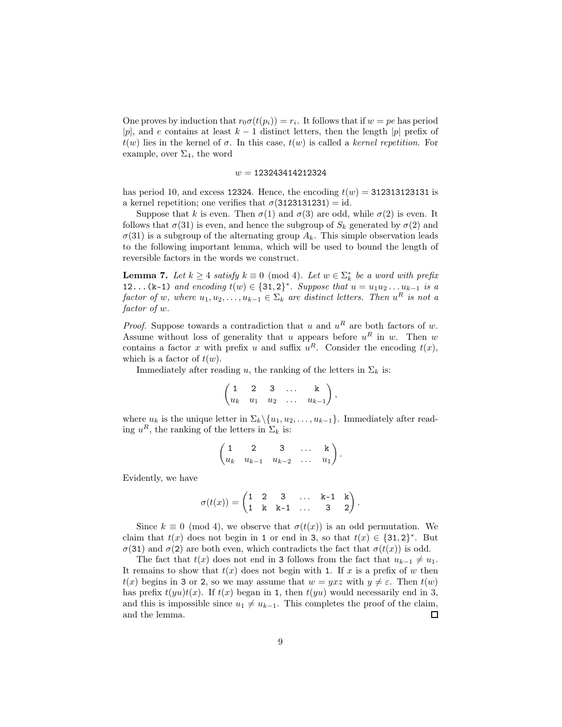One proves by induction that $r_0\sigma(t(p_i)) = r_i$. It follows that if $w = pe$ has period $|p|$, and $e$ contains at least $k-1$ distinct letters, then the length $|p|$ prefix of $t(w)$ lies in the kernel of $\sigma$. In this case, $t(w)$ is called a *kernel repetition*. For example, over $\Sigma_4$, the word

$$w = \texttt{123243414212324}$$

has period 10, and excess 12324. Hence, the encoding $t(w) = \texttt{312313123131}$ is a kernel repetition; one verifies that $\sigma(\texttt{3123131231}) = \text{id}$.

Suppose that $k$ is even. Then $\sigma(1)$ and $\sigma(3)$ are odd, while $\sigma(2)$ is even. It follows that $\sigma(31)$ is even, and hence the subgroup of $S_k$ generated by $\sigma(2)$ and $\sigma(31)$ is a subgroup of the alternating group $A_k$. This simple observation leads to the following important lemma, which will be used to bound the length of reversible factors in the words we construct.

**Lemma 7.** *Let $k \geq 4$ satisfy $k \equiv 0 \pmod 4$. Let $w \in \Sigma_k^*$ be a word with prefix* 12...(k-1) *and encoding $t(w) \in \{\texttt{31}, \texttt{2}\}^*$. Suppose that $u = u_1u_2 \ldots u_{k-1}$ is a factor of $w$, where $u_1, u_2, \ldots, u_{k-1} \in \Sigma_k$ are distinct letters. Then $u^R$ is not a factor of $w$.*

*Proof.* Suppose towards a contradiction that $u$ and $u^R$ are both factors of $w$. Assume without loss of generality that $u$ appears before $u^R$ in $w$. Then $w$ contains a factor $x$ with prefix $u$ and suffix $u^R$. Consider the encoding $t(x)$, which is a factor of $t(w)$.

Immediately after reading $u$, the ranking of the letters in $\Sigma_k$ is:

$$\begin{pmatrix} \texttt{1} & \texttt{2} & \texttt{3} & \ldots & \texttt{k} \\ u_k & u_1 & u_2 & \ldots & u_{k-1} \end{pmatrix},$$

where $u_k$ is the unique letter in $\Sigma_k \backslash \{u_1, u_2, \ldots, u_{k-1}\}$. Immediately after reading $u^R$, the ranking of the letters in $\Sigma_k$ is:

$$\begin{pmatrix} \texttt{1} & \texttt{2} & \texttt{3} & \ldots & \texttt{k} \\ u_k & u_{k-1} & u_{k-2} & \ldots & u_1 \end{pmatrix}.$$

Evidently, we have

$$\sigma(t(x)) = \begin{pmatrix} \texttt{1} & \texttt{2} & \texttt{3} & \ldots & \texttt{k-1} & \texttt{k} \\ \texttt{1} & \texttt{k} & \texttt{k-1} & \ldots & \texttt{3} & \texttt{2} \end{pmatrix}.$$

Since $k \equiv 0 \pmod 4$, we observe that $\sigma(t(x))$ is an odd permutation. We claim that $t(x)$ does not begin in 1 or end in 3, so that $t(x) \in \{\texttt{31}, \texttt{2}\}^*$. But $\sigma(\texttt{31})$ and $\sigma(\texttt{2})$ are both even, which contradicts the fact that $\sigma(t(x))$ is odd.

The fact that $t(x)$ does not end in 3 follows from the fact that $u_{k-1} \neq u_1$. It remains to show that $t(x)$ does not begin with 1. If $x$ is a prefix of $w$ then $t(x)$ begins in 3 or 2, so we may assume that $w = yxz$ with $y \neq \varepsilon$. Then $t(w)$ has prefix $t(yu)t(x)$. If $t(x)$ began in 1, then $t(yu)$ would necessarily end in 3, and this is impossible since $u_1 \neq u_{k-1}$. This completes the proof of the claim, and the lemma. $\square$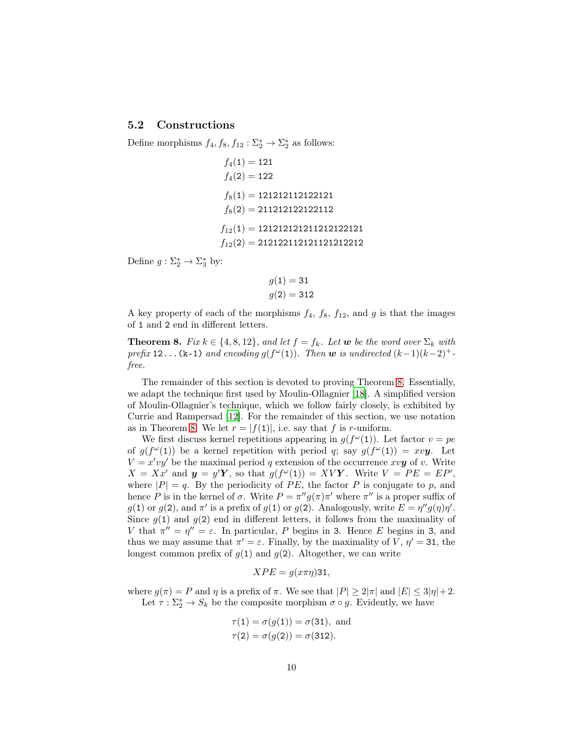### 5.2 Constructions

Define morphisms $f_4, f_8, f_{12} : \Sigma_2^* \to \Sigma_2^*$ as follows:

$$f_4(\mathtt{1}) = \mathtt{121}$$
$$f_4(\mathtt{2}) = \mathtt{122}$$

$$f_8(\mathtt{1}) = \mathtt{121212112122121}$$
$$f_8(\mathtt{2}) = \mathtt{211212122122112}$$

$$f_{12}(\mathtt{1}) = \mathtt{12121212121211212122121}$$
$$f_{12}(\mathtt{2}) = \mathtt{21212211212112121212212}$$

Define $g : \Sigma_2^* \to \Sigma_3^*$ by:

$$g(\mathtt{1}) = \mathtt{31}$$
$$g(\mathtt{2}) = \mathtt{312}$$

A key property of each of the morphisms $f_4$, $f_8$, $f_{12}$, and $g$ is that the images of 1 and 2 end in different letters.

**Theorem 8.** *Fix $k \in \{4, 8, 12\}$, and let $f = f_k$. Let $\boldsymbol{w}$ be the word over $\Sigma_k$ with prefix* 12...(k-1) *and encoding $g(f^\omega(\mathtt{1}))$. Then $\boldsymbol{w}$ is undirected $(k-1)(k-2)^+$-free.*

The remainder of this section is devoted to proving Theorem 8. Essentially, we adapt the technique first used by Moulin-Ollagnier [18]. A simplified version of Moulin-Ollagnier's technique, which we follow fairly closely, is exhibited by Currie and Rampersad [12]. For the remainder of this section, we use notation as in Theorem 8. We let $r = |f(\mathtt{1})|$, i.e. say that $f$ is $r$-uniform.

We first discuss kernel repetitions appearing in $g(f^\omega(\mathtt{1}))$. Let factor $v = pe$ of $g(f^\omega(\mathtt{1}))$ be a kernel repetition with period $q$; say $g(f^\omega(\mathtt{1})) = xv\boldsymbol{y}$. Let $V = x'vy'$ be the maximal period $q$ extension of the occurrence $xv\boldsymbol{y}$ of $v$. Write $X = Xx'$ and $\boldsymbol{y} = y'\boldsymbol{Y}$, so that $g(f^\omega(\mathtt{1})) = XV\boldsymbol{Y}$. Write $V = PE = EP'$, where $|P| = q$. By the periodicity of $PE$, the factor $P$ is conjugate to $p$, and hence $P$ is in the kernel of $\sigma$. Write $P = \pi'' g(\pi)\pi'$ where $\pi''$ is a proper suffix of $g(\mathtt{1})$ or $g(\mathtt{2})$, and $\pi'$ is a prefix of $g(\mathtt{1})$ or $g(\mathtt{2})$. Analogously, write $E = \eta'' g(\eta)\eta'$. Since $g(\mathtt{1})$ and $g(\mathtt{2})$ end in different letters, it follows from the maximality of $V$ that $\pi'' = \eta'' = \varepsilon$. In particular, $P$ begins in 3. Hence $E$ begins in 3, and thus we may assume that $\pi' = \varepsilon$. Finally, by the maximality of $V$, $\eta' = \mathtt{31}$, the longest common prefix of $g(\mathtt{1})$ and $g(\mathtt{2})$. Altogether, we can write

$$XPE = g(x\pi\eta)\mathtt{31},$$

where $g(\pi) = P$ and $\eta$ is a prefix of $\pi$. We see that $|P| \geq 2|\pi|$ and $|E| \leq 3|\eta| + 2$.

Let $\tau : \Sigma_2^* \to S_k$ be the composite morphism $\sigma \circ g$. Evidently, we have

$$\tau(\mathtt{1}) = \sigma(g(\mathtt{1})) = \sigma(\mathtt{31}), \text{ and}$$
$$\tau(\mathtt{2}) = \sigma(g(\mathtt{2})) = \sigma(\mathtt{312}).$$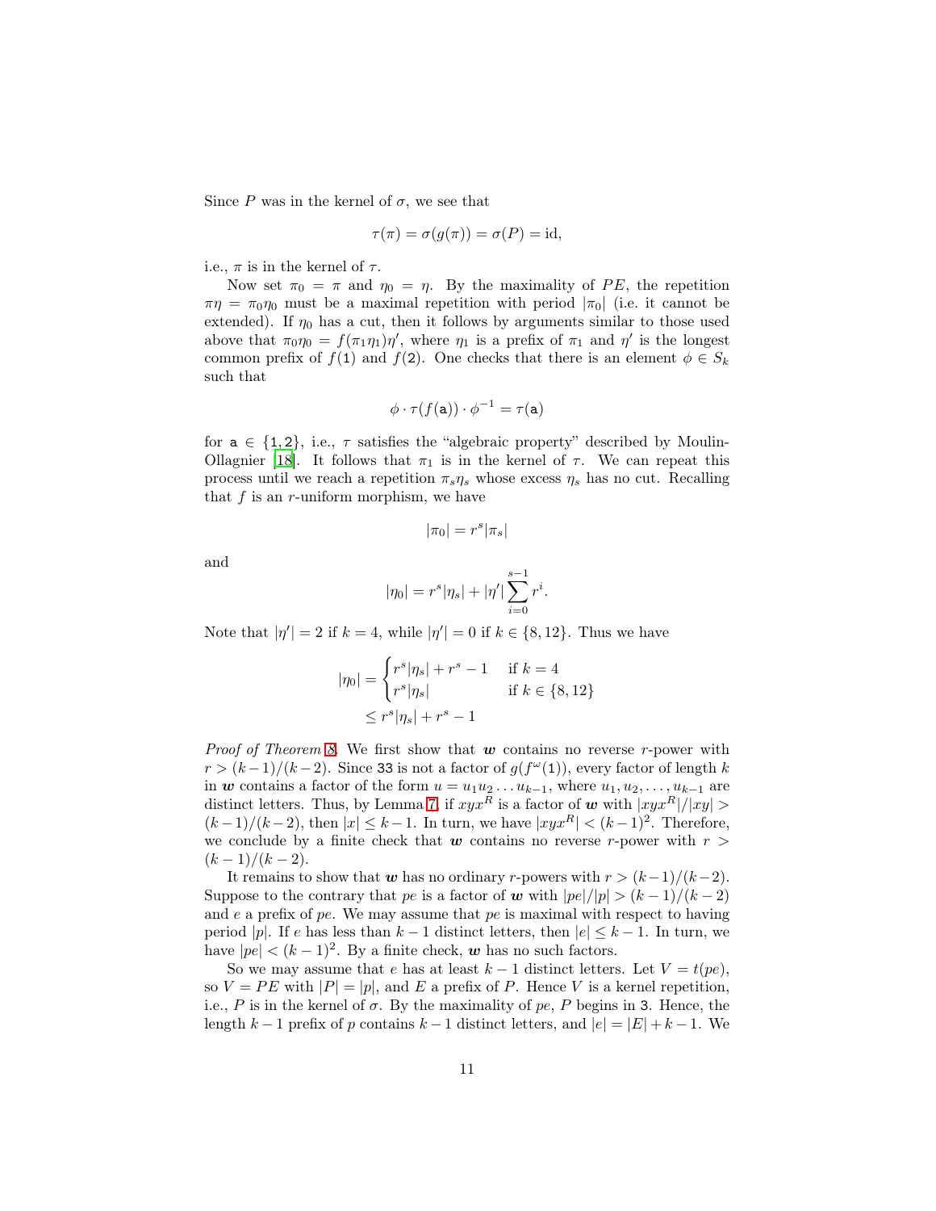Since $P$ was in the kernel of $\sigma$, we see that

$$\tau(\pi) = \sigma(g(\pi)) = \sigma(P) = \text{id},$$

i.e., $\pi$ is in the kernel of $\tau$.

Now set $\pi_0 = \pi$ and $\eta_0 = \eta$. By the maximality of $PE$, the repetition $\pi\eta = \pi_0\eta_0$ must be a maximal repetition with period $|\pi_0|$ (i.e. it cannot be extended). If $\eta_0$ has a cut, then it follows by arguments similar to those used above that $\pi_0\eta_0 = f(\pi_1\eta_1)\eta'$, where $\eta_1$ is a prefix of $\pi_1$ and $\eta'$ is the longest common prefix of $f(\mathtt{1})$ and $f(\mathtt{2})$. One checks that there is an element $\phi \in S_k$ such that

$$\phi \cdot \tau(f(\mathtt{a})) \cdot \phi^{-1} = \tau(\mathtt{a})$$

for $\mathtt{a} \in \{\mathtt{1}, \mathtt{2}\}$, i.e., $\tau$ satisfies the "algebraic property" described by Moulin-Ollagnier [18]. It follows that $\pi_1$ is in the kernel of $\tau$. We can repeat this process until we reach a repetition $\pi_s\eta_s$ whose excess $\eta_s$ has no cut. Recalling that $f$ is an $r$-uniform morphism, we have

$$|\pi_0| = r^s|\pi_s|$$

and

$$|\eta_0| = r^s|\eta_s| + |\eta'|\sum_{i=0}^{s-1} r^i.$$

Note that $|\eta'| = 2$ if $k = 4$, while $|\eta'| = 0$ if $k \in \{8, 12\}$. Thus we have

$$\begin{aligned}
|\eta_0| &= \begin{cases} r^s|\eta_s| + r^s - 1 & \text{if } k = 4 \\ r^s|\eta_s| & \text{if } k \in \{8, 12\} \end{cases} \\
&\leq r^s|\eta_s| + r^s - 1
\end{aligned}$$

*Proof of Theorem 8.* We first show that $\boldsymbol{w}$ contains no reverse $r$-power with $r > (k-1)/(k-2)$. Since $\mathtt{33}$ is not a factor of $g(f^\omega(\mathtt{1}))$, every factor of length $k$ in $\boldsymbol{w}$ contains a factor of the form $u = u_1u_2\ldots u_{k-1}$, where $u_1, u_2, \ldots, u_{k-1}$ are distinct letters. Thus, by Lemma 7, if $xyx^R$ is a factor of $\boldsymbol{w}$ with $|xyx^R|/|xy| > (k-1)/(k-2)$, then $|x| \leq k-1$. In turn, we have $|xyx^R| < (k-1)^2$. Therefore, we conclude by a finite check that $\boldsymbol{w}$ contains no reverse $r$-power with $r > (k-1)/(k-2)$.

It remains to show that $\boldsymbol{w}$ has no ordinary $r$-powers with $r > (k-1)/(k-2)$. Suppose to the contrary that $pe$ is a factor of $\boldsymbol{w}$ with $|pe|/|p| > (k-1)/(k-2)$ and $e$ a prefix of $pe$. We may assume that $pe$ is maximal with respect to having period $|p|$. If $e$ has less than $k-1$ distinct letters, then $|e| \leq k-1$. In turn, we have $|pe| < (k-1)^2$. By a finite check, $\boldsymbol{w}$ has no such factors.

So we may assume that $e$ has at least $k-1$ distinct letters. Let $V = t(pe)$, so $V = PE$ with $|P| = |p|$, and $E$ a prefix of $P$. Hence $V$ is a kernel repetition, i.e., $P$ is in the kernel of $\sigma$. By the maximality of $pe$, $P$ begins in $\mathtt{3}$. Hence, the length $k-1$ prefix of $p$ contains $k-1$ distinct letters, and $|e| = |E| + k - 1$. We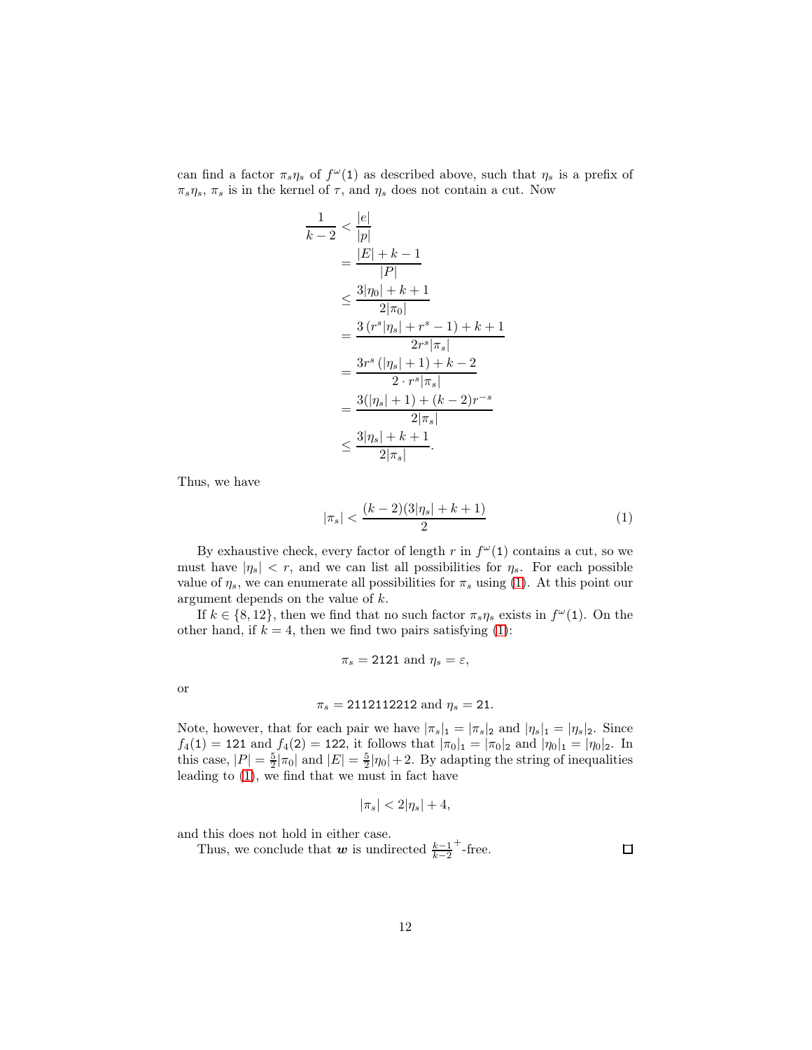can find a factor $\pi_s\eta_s$ of $f^\omega(\mathtt{1})$ as described above, such that $\eta_s$ is a prefix of $\pi_s\eta_s$, $\pi_s$ is in the kernel of $\tau$, and $\eta_s$ does not contain a cut. Now

$$
\begin{aligned}
\frac{1}{k-2} &< \frac{|e|}{|p|} \\
&= \frac{|E|+k-1}{|P|} \\
&\leq \frac{3|\eta_0|+k+1}{2|\pi_0|} \\
&= \frac{3\left(r^s|\eta_s|+r^s-1\right)+k+1}{2r^s|\pi_s|} \\
&= \frac{3r^s\left(|\eta_s|+1\right)+k-2}{2\cdot r^s|\pi_s|} \\
&= \frac{3(|\eta_s|+1)+(k-2)r^{-s}}{2|\pi_s|} \\
&\leq \frac{3|\eta_s|+k+1}{2|\pi_s|}.
\end{aligned}
$$

Thus, we have

$$
|\pi_s| < \frac{(k-2)(3|\eta_s|+k+1)}{2} \tag{1}
$$

By exhaustive check, every factor of length $r$ in $f^\omega(\mathtt{1})$ contains a cut, so we must have $|\eta_s| < r$, and we can list all possibilities for $\eta_s$. For each possible value of $\eta_s$, we can enumerate all possibilities for $\pi_s$ using (1). At this point our argument depends on the value of $k$.

If $k \in \{8, 12\}$, then we find that no such factor $\pi_s\eta_s$ exists in $f^\omega(\mathtt{1})$. On the other hand, if $k = 4$, then we find two pairs satisfying (1):

$$\pi_s = \mathtt{2121} \text{ and } \eta_s = \varepsilon,$$

or

$$\pi_s = \mathtt{2112112212} \text{ and } \eta_s = \mathtt{21}.$$

Note, however, that for each pair we have $|\pi_s|_\mathtt{1} = |\pi_s|_\mathtt{2}$ and $|\eta_s|_\mathtt{1} = |\eta_s|_\mathtt{2}$. Since $f_4(\mathtt{1}) = \mathtt{121}$ and $f_4(\mathtt{2}) = \mathtt{122}$, it follows that $|\pi_0|_\mathtt{1} = |\pi_0|_\mathtt{2}$ and $|\eta_0|_\mathtt{1} = |\eta_0|_\mathtt{2}$. In this case, $|P| = \frac{5}{2}|\pi_0|$ and $|E| = \frac{5}{2}|\eta_0| + 2$. By adapting the string of inequalities leading to (1), we find that we must in fact have

$$|\pi_s| < 2|\eta_s| + 4,$$

and this does not hold in either case.

Thus, we conclude that $\boldsymbol{w}$ is undirected $\frac{k-1}{k-2}^+$-free. $\square$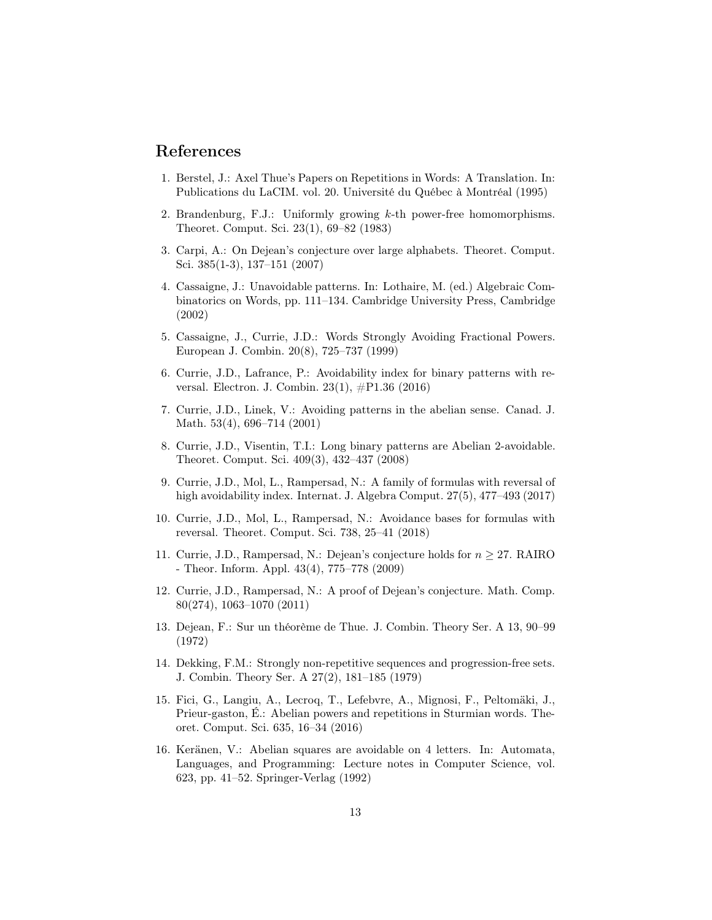## References

1. Berstel, J.: Axel Thue's Papers on Repetitions in Words: A Translation. In: Publications du LaCIM. vol. 20. Université du Québec à Montréal (1995)
2. Brandenburg, F.J.: Uniformly growing $k$-th power-free homomorphisms. Theoret. Comput. Sci. 23(1), 69–82 (1983)
3. Carpi, A.: On Dejean's conjecture over large alphabets. Theoret. Comput. Sci. 385(1-3), 137–151 (2007)
4. Cassaigne, J.: Unavoidable patterns. In: Lothaire, M. (ed.) Algebraic Combinatorics on Words, pp. 111–134. Cambridge University Press, Cambridge (2002)
5. Cassaigne, J., Currie, J.D.: Words Strongly Avoiding Fractional Powers. European J. Combin. 20(8), 725–737 (1999)
6. Currie, J.D., Lafrance, P.: Avoidability index for binary patterns with reversal. Electron. J. Combin. 23(1), #P1.36 (2016)
7. Currie, J.D., Linek, V.: Avoiding patterns in the abelian sense. Canad. J. Math. 53(4), 696–714 (2001)
8. Currie, J.D., Visentin, T.I.: Long binary patterns are Abelian 2-avoidable. Theoret. Comput. Sci. 409(3), 432–437 (2008)
9. Currie, J.D., Mol, L., Rampersad, N.: A family of formulas with reversal of high avoidability index. Internat. J. Algebra Comput. 27(5), 477–493 (2017)
10. Currie, J.D., Mol, L., Rampersad, N.: Avoidance bases for formulas with reversal. Theoret. Comput. Sci. 738, 25–41 (2018)
11. Currie, J.D., Rampersad, N.: Dejean's conjecture holds for $n \geq 27$. RAIRO - Theor. Inform. Appl. 43(4), 775–778 (2009)
12. Currie, J.D., Rampersad, N.: A proof of Dejean's conjecture. Math. Comp. 80(274), 1063–1070 (2011)
13. Dejean, F.: Sur un théorème de Thue. J. Combin. Theory Ser. A 13, 90–99 (1972)
14. Dekking, F.M.: Strongly non-repetitive sequences and progression-free sets. J. Combin. Theory Ser. A 27(2), 181–185 (1979)
15. Fici, G., Langiu, A., Lecroq, T., Lefebvre, A., Mignosi, F., Peltomäki, J., Prieur-gaston, É.: Abelian powers and repetitions in Sturmian words. Theoret. Comput. Sci. 635, 16–34 (2016)
16. Keränen, V.: Abelian squares are avoidable on 4 letters. In: Automata, Languages, and Programming: Lecture notes in Computer Science, vol. 623, pp. 41–52. Springer-Verlag (1992)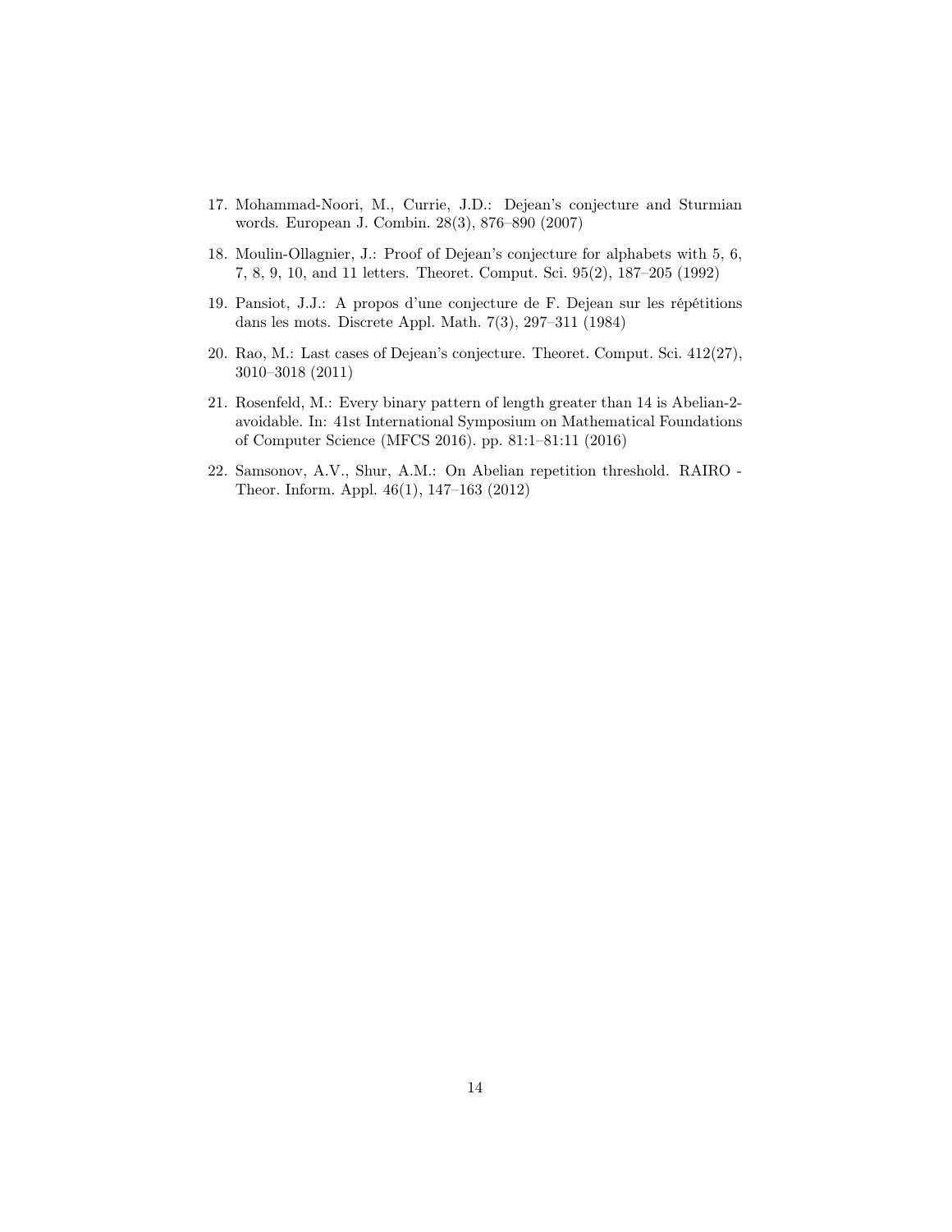17. Mohammad-Noori, M., Currie, J.D.: Dejean's conjecture and Sturmian words. European J. Combin. 28(3), 876–890 (2007)

18. Moulin-Ollagnier, J.: Proof of Dejean's conjecture for alphabets with 5, 6, 7, 8, 9, 10, and 11 letters. Theoret. Comput. Sci. 95(2), 187–205 (1992)

19. Pansiot, J.J.: A propos d'une conjecture de F. Dejean sur les répétitions dans les mots. Discrete Appl. Math. 7(3), 297–311 (1984)

20. Rao, M.: Last cases of Dejean's conjecture. Theoret. Comput. Sci. 412(27), 3010–3018 (2011)

21. Rosenfeld, M.: Every binary pattern of length greater than 14 is Abelian-2-avoidable. In: 41st International Symposium on Mathematical Foundations of Computer Science (MFCS 2016). pp. 81:1–81:11 (2016)

22. Samsonov, A.V., Shur, A.M.: On Abelian repetition threshold. RAIRO - Theor. Inform. Appl. 46(1), 147–163 (2012)